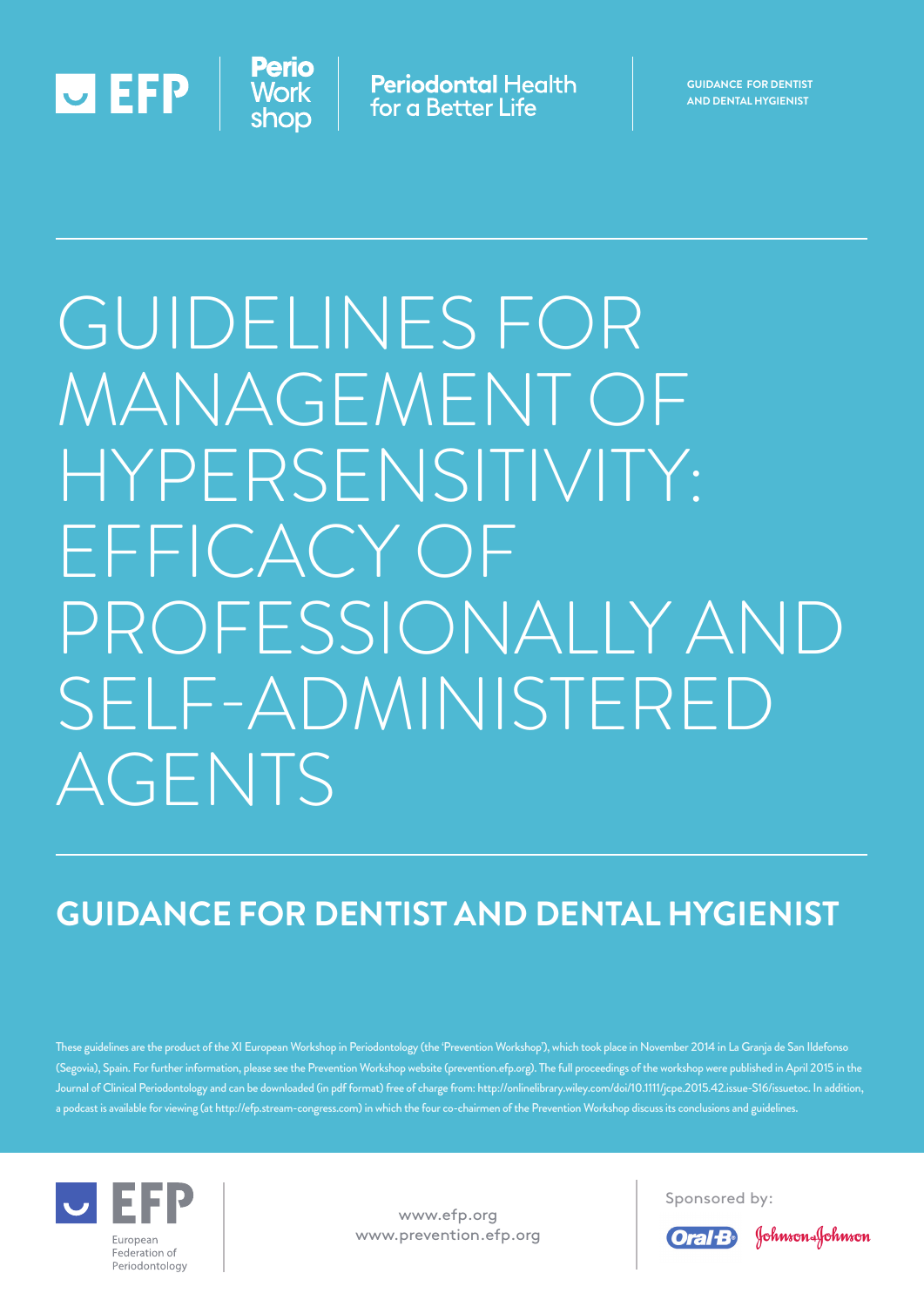EFP | Perio Work shop | **Periodontal** Health for a Better Life | GUIDANCE FOR DENTIST AND DENTAL HYGIENIST

# GUIDELINES FOR MANAGEMENT OF HYPERSENSITIVITY: EFFICACY OF PROFESSIONALLY AND SELF-ADMINISTERED AGENTS

## GUIDANCE FOR DENTIST AND DENTAL HYGIENIST

These guidelines are the product of the XI European Workshop in Periodontology (the 'Prevention Workshop'), which took place in November 2014 in La Granja de San Ildefonso (Segovia), Spain. For further information, please see the Prevention Workshop website (prevention.efp.org). The full proceedings of the workshop were published in April 2015 in the Journal of Clinical Periodontology and can be downloaded (in pdf format) free of charge from: http://onlinelibrary.wiley.com/doi/10.1111/jcpe.2015.42.issue-S16/issuetoc. In addition, a podcast is available for viewing (at http://efp.stream-congress.com) in which the four co-chairmen of the Prevention Workshop discuss its conclusions and guidelines.

EFP European Federation of Periodontology

www.efp.org
www.prevention.efp.org

Sponsored by: Oral-B Johnson & Johnson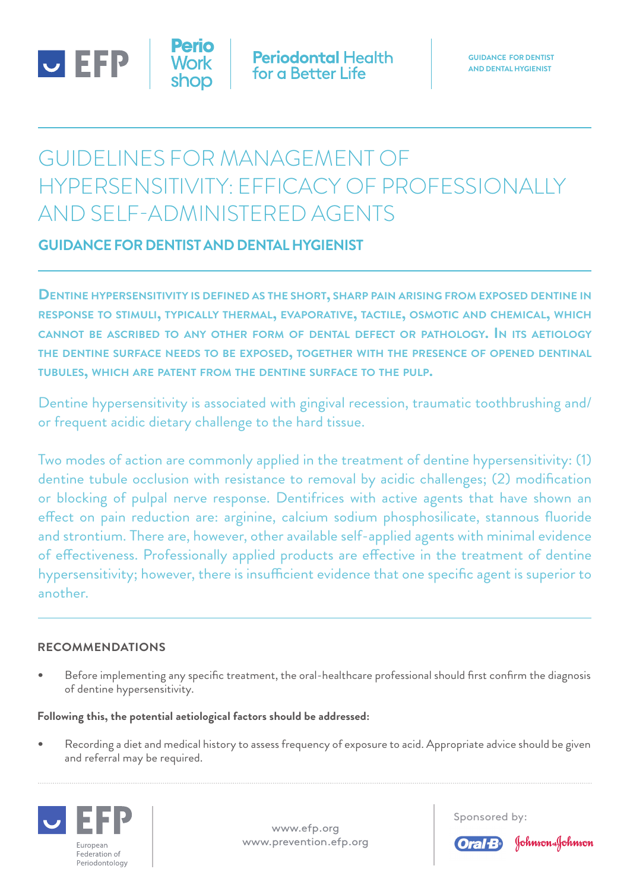# GUIDELINES FOR MANAGEMENT OF HYPERSENSITIVITY: EFFICACY OF PROFESSIONALLY AND SELF-ADMINISTERED AGENTS

## GUIDANCE FOR DENTIST AND DENTAL HYGIENIST

**DENTINE HYPERSENSITIVITY IS DEFINED AS THE SHORT, SHARP PAIN ARISING FROM EXPOSED DENTINE IN RESPONSE TO STIMULI, TYPICALLY THERMAL, EVAPORATIVE, TACTILE, OSMOTIC AND CHEMICAL, WHICH CANNOT BE ASCRIBED TO ANY OTHER FORM OF DENTAL DEFECT OR PATHOLOGY. IN ITS AETIOLOGY THE DENTINE SURFACE NEEDS TO BE EXPOSED, TOGETHER WITH THE PRESENCE OF OPENED DENTINAL TUBULES, WHICH ARE PATENT FROM THE DENTINE SURFACE TO THE PULP.**

Dentine hypersensitivity is associated with gingival recession, traumatic toothbrushing and/or frequent acidic dietary challenge to the hard tissue.

Two modes of action are commonly applied in the treatment of dentine hypersensitivity: (1) dentine tubule occlusion with resistance to removal by acidic challenges; (2) modification or blocking of pulpal nerve response. Dentifrices with active agents that have shown an effect on pain reduction are: arginine, calcium sodium phosphosilicate, stannous fluoride and strontium. There are, however, other available self-applied agents with minimal evidence of effectiveness. Professionally applied products are effective in the treatment of dentine hypersensitivity; however, there is insufficient evidence that one specific agent is superior to another.

### RECOMMENDATIONS

- Before implementing any specific treatment, the oral-healthcare professional should first confirm the diagnosis of dentine hypersensitivity.

**Following this, the potential aetiological factors should be addressed:**

- Recording a diet and medical history to assess frequency of exposure to acid. Appropriate advice should be given and referral may be required.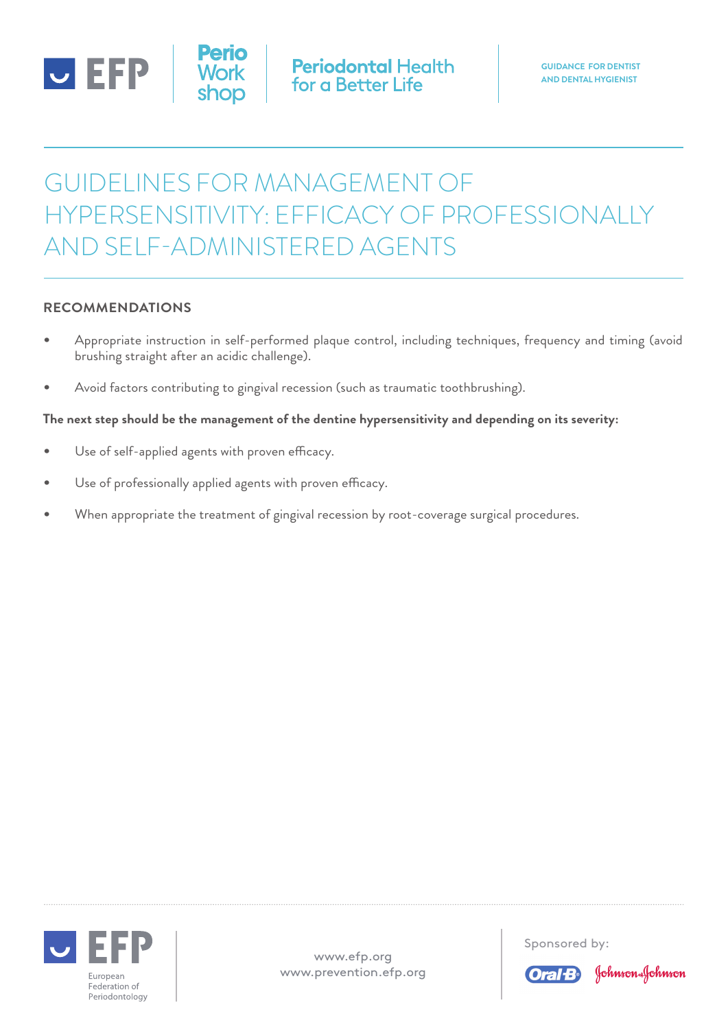# GUIDELINES FOR MANAGEMENT OF HYPERSENSITIVITY: EFFICACY OF PROFESSIONALLY AND SELF-ADMINISTERED AGENTS

## RECOMMENDATIONS

- Appropriate instruction in self-performed plaque control, including techniques, frequency and timing (avoid brushing straight after an acidic challenge).
- Avoid factors contributing to gingival recession (such as traumatic toothbrushing).

**The next step should be the management of the dentine hypersensitivity and depending on its severity:**

- Use of self-applied agents with proven efficacy.
- Use of professionally applied agents with proven efficacy.
- When appropriate the treatment of gingival recession by root-coverage surgical procedures.